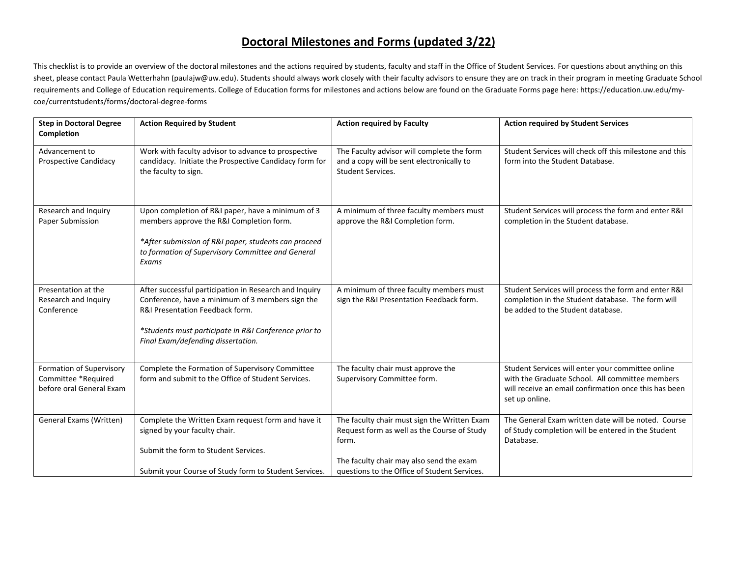# Doctoral Milestones and Forms (updated 3/22)

This checklist is to provide an overview of the doctoral milestones and the actions required by students, faculty and staff in the Office of Student Services. For questions about anything on this sheet, please contact Paula Wetterhahn (paulajw@uw.edu). Students should always work closely with their faculty advisors to ensure they are on track in their program in meeting Graduate School requirements and College of Education requirements. College of Education forms for milestones and actions below are found on the Graduate Forms page here: https://education.uw.edu/my-coe/currentstudents/forms/doctoral-degree-forms

| **Step in Doctoral Degree Completion** | **Action Required by Student** | **Action required by Faculty** | **Action required by Student Services** |
|---|---|---|---|
| Advancement to Prospective Candidacy | Work with faculty advisor to advance to prospective candidacy. Initiate the Prospective Candidacy form for the faculty to sign. | The Faculty advisor will complete the form and a copy will be sent electronically to Student Services. | Student Services will check off this milestone and this form into the Student Database. |
| Research and Inquiry Paper Submission | Upon completion of R&I paper, have a minimum of 3 members approve the R&I Completion form.<br><br>*After submission of R&I paper, students can proceed to formation of Supervisory Committee and General Exams* | A minimum of three faculty members must approve the R&I Completion form. | Student Services will process the form and enter R&I completion in the Student database. |
| Presentation at the Research and Inquiry Conference | After successful participation in Research and Inquiry Conference, have a minimum of 3 members sign the R&I Presentation Feedback form.<br><br>*Students must participate in R&I Conference prior to Final Exam/defending dissertation.* | A minimum of three faculty members must sign the R&I Presentation Feedback form. | Student Services will process the form and enter R&I completion in the Student database. The form will be added to the Student database. |
| Formation of Supervisory Committee *Required before oral General Exam | Complete the Formation of Supervisory Committee form and submit to the Office of Student Services. | The faculty chair must approve the Supervisory Committee form. | Student Services will enter your committee online with the Graduate School. All committee members will receive an email confirmation once this has been set up online. |
| General Exams (Written) | Complete the Written Exam request form and have it signed by your faculty chair.<br><br>Submit the form to Student Services.<br><br>Submit your Course of Study form to Student Services. | The faculty chair must sign the Written Exam Request form as well as the Course of Study form.<br><br>The faculty chair may also send the exam questions to the Office of Student Services. | The General Exam written date will be noted. Course of Study completion will be entered in the Student Database. |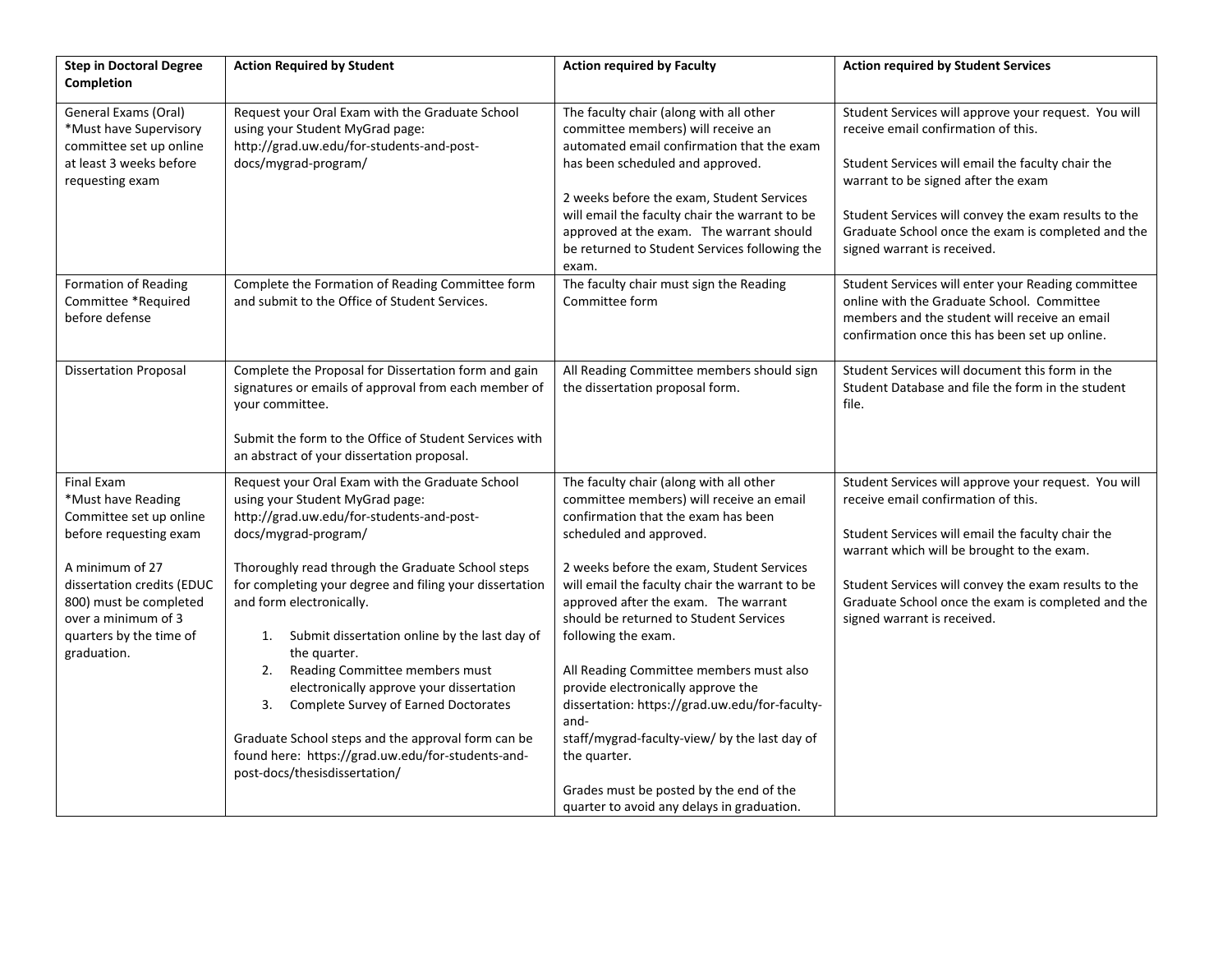| Step in Doctoral Degree Completion | Action Required by Student | Action required by Faculty | Action required by Student Services |
|---|---|---|---|
| General Exams (Oral) *Must have Supervisory committee set up online at least 3 weeks before requesting exam | Request your Oral Exam with the Graduate School using your Student MyGrad page: http://grad.uw.edu/for-students-and-post-docs/mygrad-program/ | The faculty chair (along with all other committee members) will receive an automated email confirmation that the exam has been scheduled and approved.<br><br>2 weeks before the exam, Student Services will email the faculty chair the warrant to be approved at the exam. The warrant should be returned to Student Services following the exam. | Student Services will approve your request. You will receive email confirmation of this.<br><br>Student Services will email the faculty chair the warrant to be signed after the exam<br><br>Student Services will convey the exam results to the Graduate School once the exam is completed and the signed warrant is received. |
| Formation of Reading Committee *Required before defense | Complete the Formation of Reading Committee form and submit to the Office of Student Services. | The faculty chair must sign the Reading Committee form | Student Services will enter your Reading committee online with the Graduate School. Committee members and the student will receive an email confirmation once this has been set up online. |
| Dissertation Proposal | Complete the Proposal for Dissertation form and gain signatures or emails of approval from each member of your committee.<br><br>Submit the form to the Office of Student Services with an abstract of your dissertation proposal. | All Reading Committee members should sign the dissertation proposal form. | Student Services will document this form in the Student Database and file the form in the student file. |
| Final Exam *Must have Reading Committee set up online before requesting exam<br><br>A minimum of 27 dissertation credits (EDUC 800) must be completed over a minimum of 3 quarters by the time of graduation. | Request your Oral Exam with the Graduate School using your Student MyGrad page: http://grad.uw.edu/for-students-and-post-docs/mygrad-program/<br><br>Thoroughly read through the Graduate School steps for completing your degree and filing your dissertation and form electronically.<br><br>1. Submit dissertation online by the last day of the quarter.<br>2. Reading Committee members must electronically approve your dissertation<br>3. Complete Survey of Earned Doctorates<br><br>Graduate School steps and the approval form can be found here: https://grad.uw.edu/for-students-and-post-docs/thesisdissertation/ | The faculty chair (along with all other committee members) will receive an email confirmation that the exam has been scheduled and approved.<br><br>2 weeks before the exam, Student Services will email the faculty chair the warrant to be approved after the exam. The warrant should be returned to Student Services following the exam.<br><br>All Reading Committee members must also provide electronically approve the dissertation: https://grad.uw.edu/for-faculty-and-staff/mygrad-faculty-view/ by the last day of the quarter.<br><br>Grades must be posted by the end of the quarter to avoid any delays in graduation. | Student Services will approve your request. You will receive email confirmation of this.<br><br>Student Services will email the faculty chair the warrant which will be brought to the exam.<br><br>Student Services will convey the exam results to the Graduate School once the exam is completed and the signed warrant is received. |